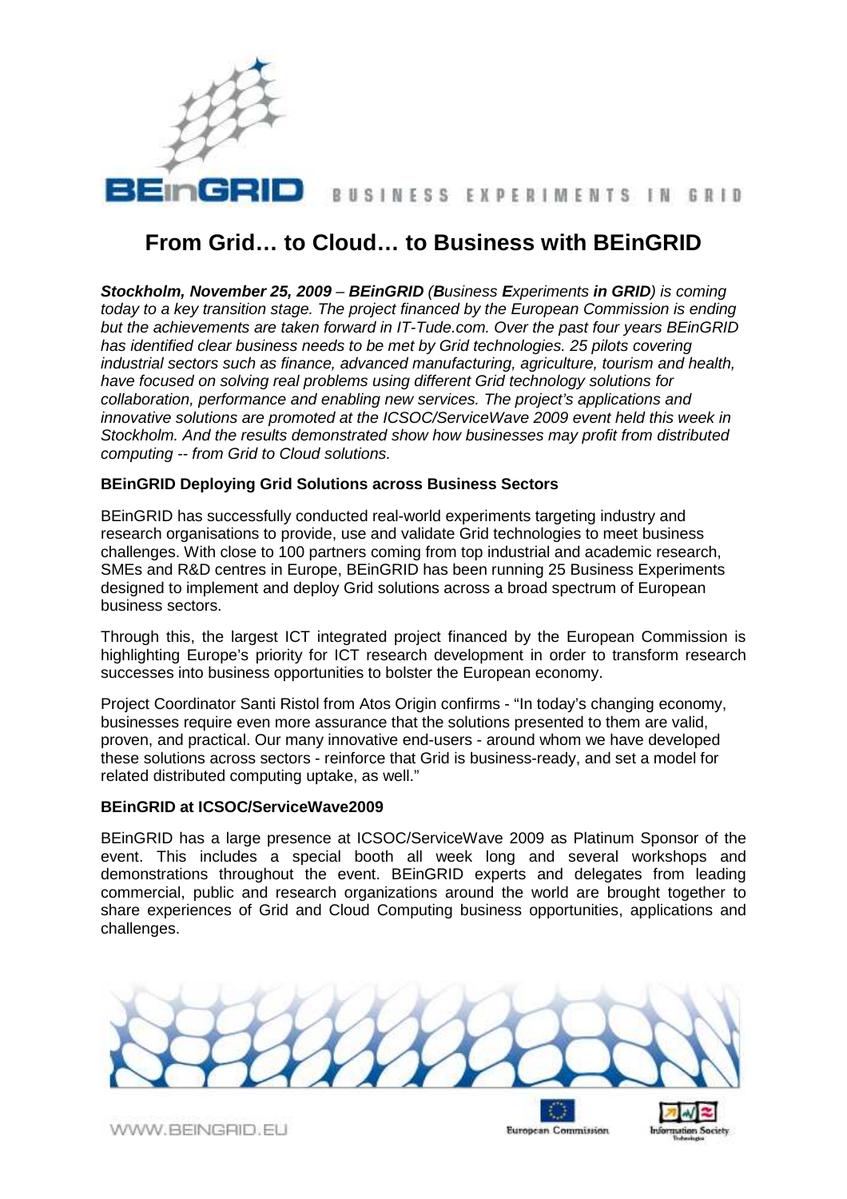BEinGRID BUSINESS EXPERIMENTS IN GRID

# From Grid… to Cloud… to Business with BEinGRID

***Stockholm, November 25, 2009** – **BEinGRID** (**B**usiness **E**xperiments **in GRID**) is coming today to a key transition stage. The project financed by the European Commission is ending but the achievements are taken forward in IT-Tude.com. Over the past four years BEinGRID has identified clear business needs to be met by Grid technologies. 25 pilots covering industrial sectors such as finance, advanced manufacturing, agriculture, tourism and health, have focused on solving real problems using different Grid technology solutions for collaboration, performance and enabling new services. The project's applications and innovative solutions are promoted at the ICSOC/ServiceWave 2009 event held this week in Stockholm. And the results demonstrated show how businesses may profit from distributed computing -- from Grid to Cloud solutions.*

### BEinGRID Deploying Grid Solutions across Business Sectors

BEinGRID has successfully conducted real-world experiments targeting industry and research organisations to provide, use and validate Grid technologies to meet business challenges. With close to 100 partners coming from top industrial and academic research, SMEs and R&D centres in Europe, BEinGRID has been running 25 Business Experiments designed to implement and deploy Grid solutions across a broad spectrum of European business sectors.

Through this, the largest ICT integrated project financed by the European Commission is highlighting Europe's priority for ICT research development in order to transform research successes into business opportunities to bolster the European economy.

Project Coordinator Santi Ristol from Atos Origin confirms - "In today's changing economy, businesses require even more assurance that the solutions presented to them are valid, proven, and practical. Our many innovative end-users - around whom we have developed these solutions across sectors - reinforce that Grid is business-ready, and set a model for related distributed computing uptake, as well."

### BEinGRID at ICSOC/ServiceWave2009

BEinGRID has a large presence at ICSOC/ServiceWave 2009 as Platinum Sponsor of the event. This includes a special booth all week long and several workshops and demonstrations throughout the event. BEinGRID experts and delegates from leading commercial, public and research organizations around the world are brought together to share experiences of Grid and Cloud Computing business opportunities, applications and challenges.

WWW.BEINGRID.EU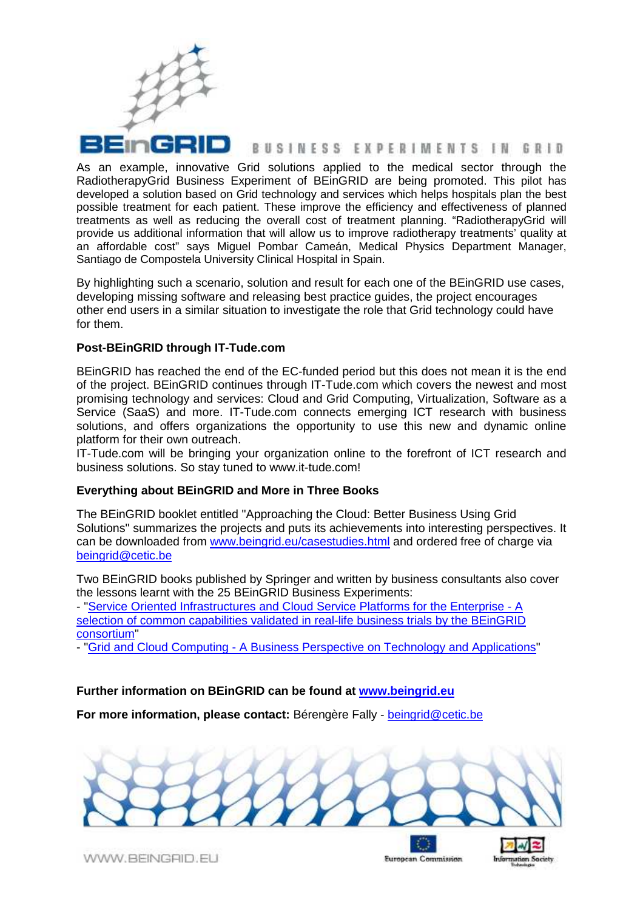As an example, innovative Grid solutions applied to the medical sector through the RadiotherapyGrid Business Experiment of BEinGRID are being promoted. This pilot has developed a solution based on Grid technology and services which helps hospitals plan the best possible treatment for each patient. These improve the efficiency and effectiveness of planned treatments as well as reducing the overall cost of treatment planning. “RadiotherapyGrid will provide us additional information that will allow us to improve radiotherapy treatments’ quality at an affordable cost” says Miguel Pombar Cameán, Medical Physics Department Manager, Santiago de Compostela University Clinical Hospital in Spain.

By highlighting such a scenario, solution and result for each one of the BEinGRID use cases, developing missing software and releasing best practice guides, the project encourages other end users in a similar situation to investigate the role that Grid technology could have for them.

**Post-BEinGRID through IT-Tude.com**

BEinGRID has reached the end of the EC-funded period but this does not mean it is the end of the project. BEinGRID continues through IT-Tude.com which covers the newest and most promising technology and services: Cloud and Grid Computing, Virtualization, Software as a Service (SaaS) and more. IT-Tude.com connects emerging ICT research with business solutions, and offers organizations the opportunity to use this new and dynamic online platform for their own outreach.
IT-Tude.com will be bringing your organization online to the forefront of ICT research and business solutions. So stay tuned to www.it-tude.com!

**Everything about BEinGRID and More in Three Books**

The BEinGRID booklet entitled "Approaching the Cloud: Better Business Using Grid Solutions" summarizes the projects and puts its achievements into interesting perspectives. It can be downloaded from www.beingrid.eu/casestudies.html and ordered free of charge via beingrid@cetic.be

Two BEinGRID books published by Springer and written by business consultants also cover the lessons learnt with the 25 BEinGRID Business Experiments:
- "Service Oriented Infrastructures and Cloud Service Platforms for the Enterprise - A selection of common capabilities validated in real-life business trials by the BEinGRID consortium"
- "Grid and Cloud Computing - A Business Perspective on Technology and Applications"

**Further information on BEinGRID can be found at www.beingrid.eu**

**For more information, please contact:** Bérengère Fally - beingrid@cetic.be